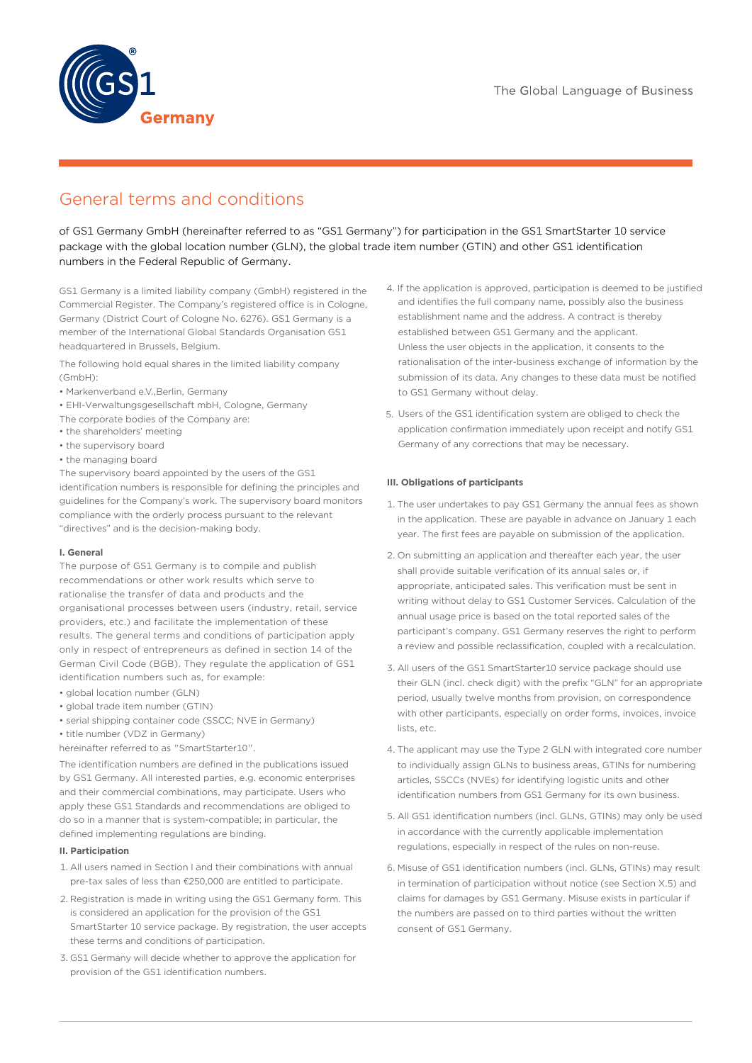# General terms and conditions

of GS1 Germany GmbH (hereinafter referred to as "GS1 Germany") for participation in the GS1 SmartStarter 10 service package with the global location number (GLN), the global trade item number (GTIN) and other GS1 identification numbers in the Federal Republic of Germany.

GS1 Germany is a limited liability company (GmbH) registered in the Commercial Register. The Company's registered office is in Cologne, Germany (District Court of Cologne No. 6276). GS1 Germany is a member of the International Global Standards Organisation GS1 headquartered in Brussels, Belgium.

The following hold equal shares in the limited liability company (GmbH):

- Markenverband e.V.,Berlin, Germany
- EHI-Verwaltungsgesellschaft mbH, Cologne, Germany

The corporate bodies of the Company are:

- the shareholders' meeting
- the supervisory board
- the managing board

The supervisory board appointed by the users of the GS1 identification numbers is responsible for defining the principles and guidelines for the Company's work. The supervisory board monitors compliance with the orderly process pursuant to the relevant "directives" and is the decision-making body.

**I. General**

The purpose of GS1 Germany is to compile and publish recommendations or other work results which serve to rationalise the transfer of data and products and the organisational processes between users (industry, retail, service providers, etc.) and facilitate the implementation of these results. The general terms and conditions of participation apply only in respect of entrepreneurs as defined in section 14 of the German Civil Code (BGB). They regulate the application of GS1 identification numbers such as, for example:

- global location number (GLN)
- global trade item number (GTIN)
- serial shipping container code (SSCC; NVE in Germany)
- title number (VDZ in Germany)

hereinafter referred to as "SmartStarter10".

The identification numbers are defined in the publications issued by GS1 Germany. All interested parties, e.g. economic enterprises and their commercial combinations, may participate. Users who apply these GS1 Standards and recommendations are obliged to do so in a manner that is system-compatible; in particular, the defined implementing regulations are binding.

**II. Participation**

1. All users named in Section I and their combinations with annual pre-tax sales of less than €250,000 are entitled to participate.
2. Registration is made in writing using the GS1 Germany form. This is considered an application for the provision of the GS1 SmartStarter 10 service package. By registration, the user accepts these terms and conditions of participation.
3. GS1 Germany will decide whether to approve the application for provision of the GS1 identification numbers.
4. If the application is approved, participation is deemed to be justified and identifies the full company name, possibly also the business establishment name and the address. A contract is thereby established between GS1 Germany and the applicant. Unless the user objects in the application, it consents to the rationalisation of the inter-business exchange of information by the submission of its data. Any changes to these data must be notified to GS1 Germany without delay.
5. Users of the GS1 identification system are obliged to check the application confirmation immediately upon receipt and notify GS1 Germany of any corrections that may be necessary.

**III. Obligations of participants**

1. The user undertakes to pay GS1 Germany the annual fees as shown in the application. These are payable in advance on January 1 each year. The first fees are payable on submission of the application.
2. On submitting an application and thereafter each year, the user shall provide suitable verification of its annual sales or, if appropriate, anticipated sales. This verification must be sent in writing without delay to GS1 Customer Services. Calculation of the annual usage price is based on the total reported sales of the participant's company. GS1 Germany reserves the right to perform a review and possible reclassification, coupled with a recalculation.
3. All users of the GS1 SmartStarter10 service package should use their GLN (incl. check digit) with the prefix "GLN" for an appropriate period, usually twelve months from provision, on correspondence with other participants, especially on order forms, invoices, invoice lists, etc.
4. The applicant may use the Type 2 GLN with integrated core number to individually assign GLNs to business areas, GTINs for numbering articles, SSCCs (NVEs) for identifying logistic units and other identification numbers from GS1 Germany for its own business.
5. All GS1 identification numbers (incl. GLNs, GTINs) may only be used in accordance with the currently applicable implementation regulations, especially in respect of the rules on non-reuse.
6. Misuse of GS1 identification numbers (incl. GLNs, GTINs) may result in termination of participation without notice (see Section X.5) and claims for damages by GS1 Germany. Misuse exists in particular if the numbers are passed on to third parties without the written consent of GS1 Germany.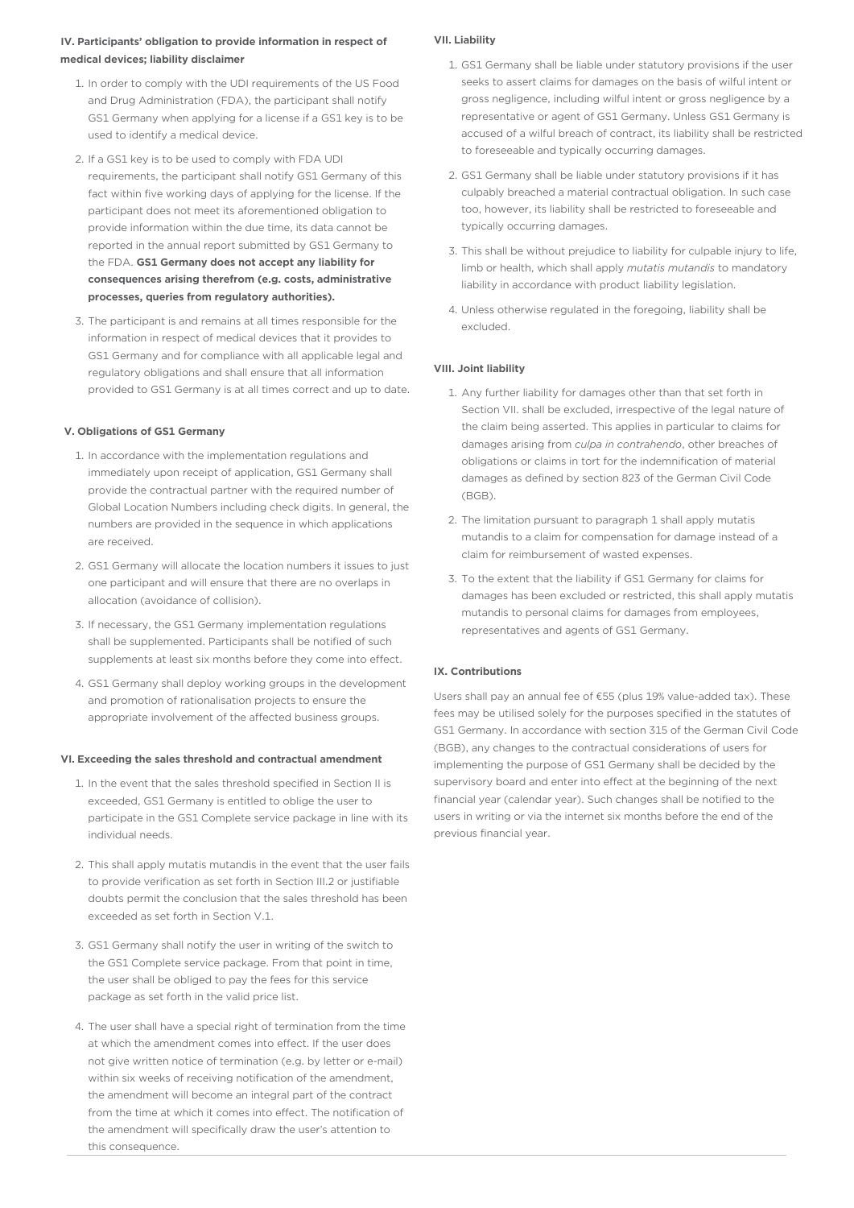### IV. Participants' obligation to provide information in respect of medical devices; liability disclaimer

1. In order to comply with the UDI requirements of the US Food and Drug Administration (FDA), the participant shall notify GS1 Germany when applying for a license if a GS1 key is to be used to identify a medical device.
2. If a GS1 key is to be used to comply with FDA UDI requirements, the participant shall notify GS1 Germany of this fact within five working days of applying for the license. If the participant does not meet its aforementioned obligation to provide information within the due time, its data cannot be reported in the annual report submitted by GS1 Germany to the FDA. **GS1 Germany does not accept any liability for consequences arising therefrom (e.g. costs, administrative processes, queries from regulatory authorities).**
3. The participant is and remains at all times responsible for the information in respect of medical devices that it provides to GS1 Germany and for compliance with all applicable legal and regulatory obligations and shall ensure that all information provided to GS1 Germany is at all times correct and up to date.

### V. Obligations of GS1 Germany

1. In accordance with the implementation regulations and immediately upon receipt of application, GS1 Germany shall provide the contractual partner with the required number of Global Location Numbers including check digits. In general, the numbers are provided in the sequence in which applications are received.
2. GS1 Germany will allocate the location numbers it issues to just one participant and will ensure that there are no overlaps in allocation (avoidance of collision).
3. If necessary, the GS1 Germany implementation regulations shall be supplemented. Participants shall be notified of such supplements at least six months before they come into effect.
4. GS1 Germany shall deploy working groups in the development and promotion of rationalisation projects to ensure the appropriate involvement of the affected business groups.

### VI. Exceeding the sales threshold and contractual amendment

1. In the event that the sales threshold specified in Section II is exceeded, GS1 Germany is entitled to oblige the user to participate in the GS1 Complete service package in line with its individual needs.
2. This shall apply mutatis mutandis in the event that the user fails to provide verification as set forth in Section III.2 or justifiable doubts permit the conclusion that the sales threshold has been exceeded as set forth in Section V.1.
3. GS1 Germany shall notify the user in writing of the switch to the GS1 Complete service package. From that point in time, the user shall be obliged to pay the fees for this service package as set forth in the valid price list.
4. The user shall have a special right of termination from the time at which the amendment comes into effect. If the user does not give written notice of termination (e.g. by letter or e-mail) within six weeks of receiving notification of the amendment, the amendment will become an integral part of the contract from the time at which it comes into effect. The notification of the amendment will specifically draw the user's attention to this consequence.

### VII. Liability

1. GS1 Germany shall be liable under statutory provisions if the user seeks to assert claims for damages on the basis of wilful intent or gross negligence, including wilful intent or gross negligence by a representative or agent of GS1 Germany. Unless GS1 Germany is accused of a wilful breach of contract, its liability shall be restricted to foreseeable and typically occurring damages.
2. GS1 Germany shall be liable under statutory provisions if it has culpably breached a material contractual obligation. In such case too, however, its liability shall be restricted to foreseeable and typically occurring damages.
3. This shall be without prejudice to liability for culpable injury to life, limb or health, which shall apply *mutatis mutandis* to mandatory liability in accordance with product liability legislation.
4. Unless otherwise regulated in the foregoing, liability shall be excluded.

### VIII. Joint liability

1. Any further liability for damages other than that set forth in Section VII. shall be excluded, irrespective of the legal nature of the claim being asserted. This applies in particular to claims for damages arising from *culpa in contrahendo*, other breaches of obligations or claims in tort for the indemnification of material damages as defined by section 823 of the German Civil Code (BGB).
2. The limitation pursuant to paragraph 1 shall apply mutatis mutandis to a claim for compensation for damage instead of a claim for reimbursement of wasted expenses.
3. To the extent that the liability if GS1 Germany for claims for damages has been excluded or restricted, this shall apply mutatis mutandis to personal claims for damages from employees, representatives and agents of GS1 Germany.

### IX. Contributions

Users shall pay an annual fee of €55 (plus 19% value-added tax). These fees may be utilised solely for the purposes specified in the statutes of GS1 Germany. In accordance with section 315 of the German Civil Code (BGB), any changes to the contractual considerations of users for implementing the purpose of GS1 Germany shall be decided by the supervisory board and enter into effect at the beginning of the next financial year (calendar year). Such changes shall be notified to the users in writing or via the internet six months before the end of the previous financial year.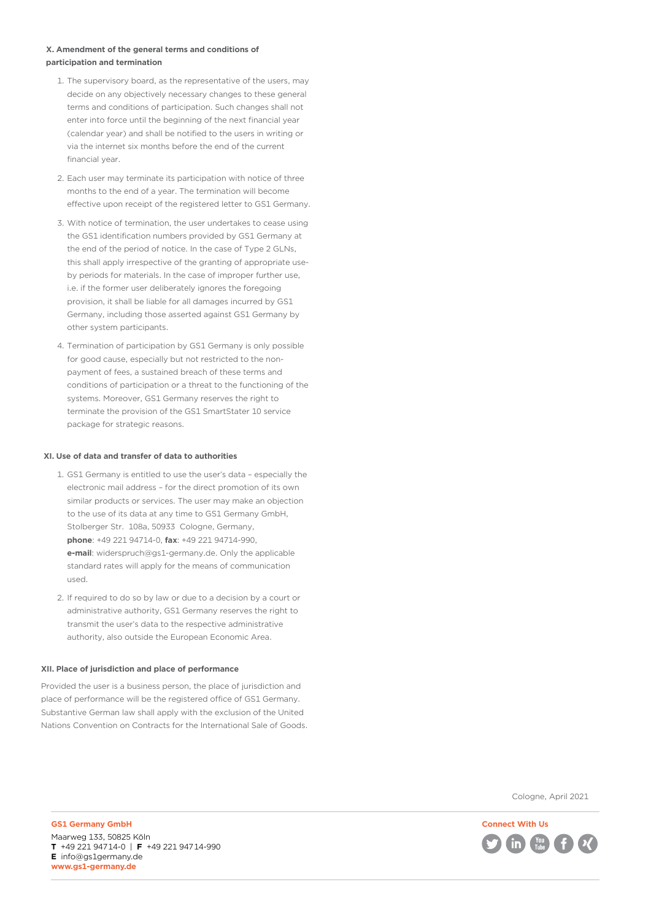### X. Amendment of the general terms and conditions of participation and termination

1. The supervisory board, as the representative of the users, may decide on any objectively necessary changes to these general terms and conditions of participation. Such changes shall not enter into force until the beginning of the next financial year (calendar year) and shall be notified to the users in writing or via the internet six months before the end of the current financial year.
2. Each user may terminate its participation with notice of three months to the end of a year. The termination will become effective upon receipt of the registered letter to GS1 Germany.
3. With notice of termination, the user undertakes to cease using the GS1 identification numbers provided by GS1 Germany at the end of the period of notice. In the case of Type 2 GLNs, this shall apply irrespective of the granting of appropriate use-by periods for materials. In the case of improper further use, i.e. if the former user deliberately ignores the foregoing provision, it shall be liable for all damages incurred by GS1 Germany, including those asserted against GS1 Germany by other system participants.
4. Termination of participation by GS1 Germany is only possible for good cause, especially but not restricted to the non-payment of fees, a sustained breach of these terms and conditions of participation or a threat to the functioning of the systems. Moreover, GS1 Germany reserves the right to terminate the provision of the GS1 SmartStater 10 service package for strategic reasons.

### XI. Use of data and transfer of data to authorities

1. GS1 Germany is entitled to use the user's data – especially the electronic mail address – for the direct promotion of its own similar products or services. The user may make an objection to the use of its data at any time to GS1 Germany GmbH, Stolberger Str. 108a, 50933 Cologne, Germany, **phone**: +49 221 94714-0, **fax**: +49 221 94714-990, **e-mail**: widerspruch@gs1-germany.de. Only the applicable standard rates will apply for the means of communication used.
2. If required to do so by law or due to a decision by a court or administrative authority, GS1 Germany reserves the right to transmit the user's data to the respective administrative authority, also outside the European Economic Area.

### XII. Place of jurisdiction and place of performance

Provided the user is a business person, the place of jurisdiction and place of performance will be the registered office of GS1 Germany. Substantive German law shall apply with the exclusion of the United Nations Convention on Contracts for the International Sale of Goods.

Cologne, April 2021

**GS1 Germany GmbH**
Maarweg 133, 50825 Köln
**T** +49 221 94714-0 | **F** +49 221 94714-990
**E** info@gs1germany.de
**www.gs1-germany.de**

**Connect With Us**